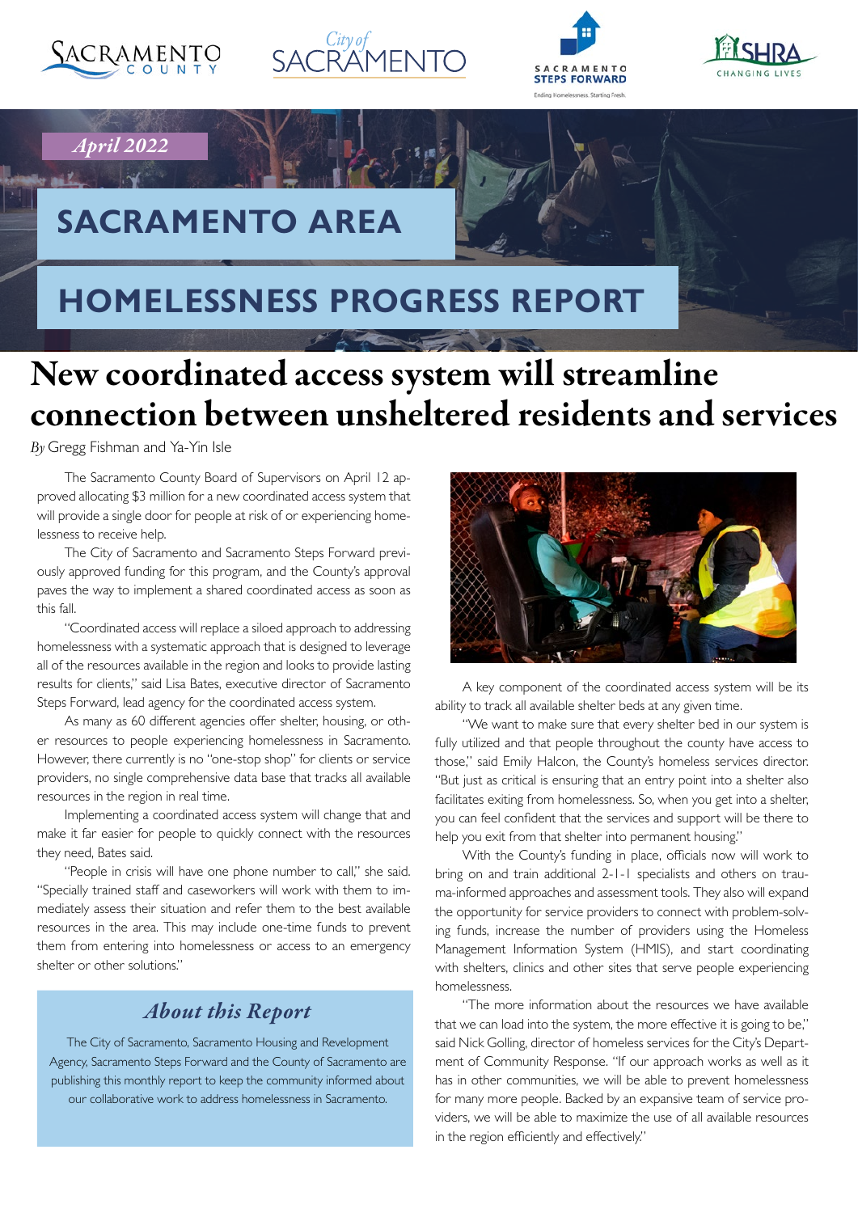April 2022

# SACRAMENTO AREA HOMELESSNESS PROGRESS REPORT

## New coordinated access system will streamline connection between unsheltered residents and services

*By* Gregg Fishman and Ya-Yin Isle

The Sacramento County Board of Supervisors on April 12 approved allocating $3 million for a new coordinated access system that will provide a single door for people at risk of or experiencing homelessness to receive help.

The City of Sacramento and Sacramento Steps Forward previously approved funding for this program, and the County's approval paves the way to implement a shared coordinated access as soon as this fall.

"Coordinated access will replace a siloed approach to addressing homelessness with a systematic approach that is designed to leverage all of the resources available in the region and looks to provide lasting results for clients," said Lisa Bates, executive director of Sacramento Steps Forward, lead agency for the coordinated access system.

As many as 60 different agencies offer shelter, housing, or other resources to people experiencing homelessness in Sacramento. However, there currently is no "one-stop shop" for clients or service providers, no single comprehensive data base that tracks all available resources in the region in real time.

Implementing a coordinated access system will change that and make it far easier for people to quickly connect with the resources they need, Bates said.

"People in crisis will have one phone number to call," she said. "Specially trained staff and caseworkers will work with them to immediately assess their situation and refer them to the best available resources in the area. This may include one-time funds to prevent them from entering into homelessness or access to an emergency shelter or other solutions."

### *About this Report*

The City of Sacramento, Sacramento Housing and Revelopment Agency, Sacramento Steps Forward and the County of Sacramento are publishing this monthly report to keep the community informed about our collaborative work to address homelessness in Sacramento.

A key component of the coordinated access system will be its ability to track all available shelter beds at any given time.

"We want to make sure that every shelter bed in our system is fully utilized and that people throughout the county have access to those," said Emily Halcon, the County's homeless services director. "But just as critical is ensuring that an entry point into a shelter also facilitates exiting from homelessness. So, when you get into a shelter, you can feel confident that the services and support will be there to help you exit from that shelter into permanent housing."

With the County's funding in place, officials now will work to bring on and train additional 2-1-1 specialists and others on trauma-informed approaches and assessment tools. They also will expand the opportunity for service providers to connect with problem-solving funds, increase the number of providers using the Homeless Management Information System (HMIS), and start coordinating with shelters, clinics and other sites that serve people experiencing homelessness.

"The more information about the resources we have available that we can load into the system, the more effective it is going to be," said Nick Golling, director of homeless services for the City's Department of Community Response. "If our approach works as well as it has in other communities, we will be able to prevent homelessness for many more people. Backed by an expansive team of service providers, we will be able to maximize the use of all available resources in the region efficiently and effectively."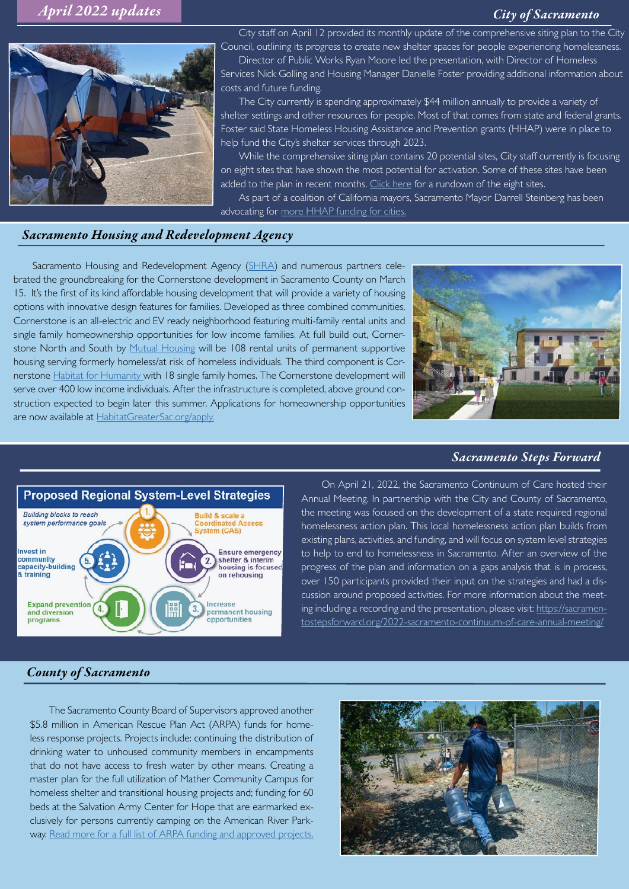## *April 2022 updates*

## *City of Sacramento*

City staff on April 12 provided its monthly update of the comprehensive siting plan to the City Council, outlining its progress to create new shelter spaces for people experiencing homelessness.

Director of Public Works Ryan Moore led the presentation, with Director of Homeless Services Nick Golling and Housing Manager Danielle Foster providing additional information about costs and future funding.

The City currently is spending approximately $44 million annually to provide a variety of shelter settings and other resources for people. Most of that comes from state and federal grants. Foster said State Homeless Housing Assistance and Prevention grants (HHAP) were in place to help fund the City's shelter services through 2023.

While the comprehensive siting plan contains 20 potential sites, City staff currently is focusing on eight sites that have shown the most potential for activation. Some of these sites have been added to the plan in recent months. Click here for a rundown of the eight sites.

As part of a coalition of California mayors, Sacramento Mayor Darrell Steinberg has been advocating for more HHAP funding for cities.

## *Sacramento Housing and Redevelopment Agency*

Sacramento Housing and Redevelopment Agency (SHRA) and numerous partners celebrated the groundbreaking for the Cornerstone development in Sacramento County on March 15. It's the first of its kind affordable housing development that will provide a variety of housing options with innovative design features for families. Developed as three combined communities, Cornerstone is an all-electric and EV ready neighborhood featuring multi-family rental units and single family homeownership opportunities for low income families. At full build out, Cornerstone North and South by Mutual Housing will be 108 rental units of permanent supportive housing serving formerly homeless/at risk of homeless individuals. The third component is Cornerstone Habitat for Humanity with 18 single family homes. The Cornerstone development will serve over 400 low income individuals. After the infrastructure is completed, above ground construction expected to begin later this summer. Applications for homeownership opportunities are now available at HabitatGreaterSac.org/apply.

## *Sacramento Steps Forward*

**Proposed Regional System-Level Strategies**

Building blocks to reach system performance goals

1. Build & scale a Coordinated Access System (CAS)
2. Ensure emergency shelter & interim housing is focused on rehousing
3. Increase permanent housing opportunities
4. Expand prevention and diversion programs
5. Invest in community capacity-building & training

On April 21, 2022, the Sacramento Continuum of Care hosted their Annual Meeting. In partnership with the City and County of Sacramento, the meeting was focused on the development of a state required regional homelessness action plan. This local homelessness action plan builds from existing plans, activities, and funding, and will focus on system level strategies to help to end to homelessness in Sacramento. After an overview of the progress of the plan and information on a gaps analysis that is in process, over 150 participants provided their input on the strategies and had a discussion around proposed activities. For more information about the meeting including a recording and the presentation, please visit: https://sacramentostepsforward.org/2022-sacramento-continuum-of-care-annual-meeting/

## *County of Sacramento*

The Sacramento County Board of Supervisors approved another $5.8 million in American Rescue Plan Act (ARPA) funds for homeless response projects. Projects include: continuing the distribution of drinking water to unhoused community members in encampments that do not have access to fresh water by other means. Creating a master plan for the full utilization of Mather Community Campus for homeless shelter and transitional housing projects and; funding for 60 beds at the Salvation Army Center for Hope that are earmarked exclusively for persons currently camping on the American River Parkway. Read more for a full list of ARPA funding and approved projects.